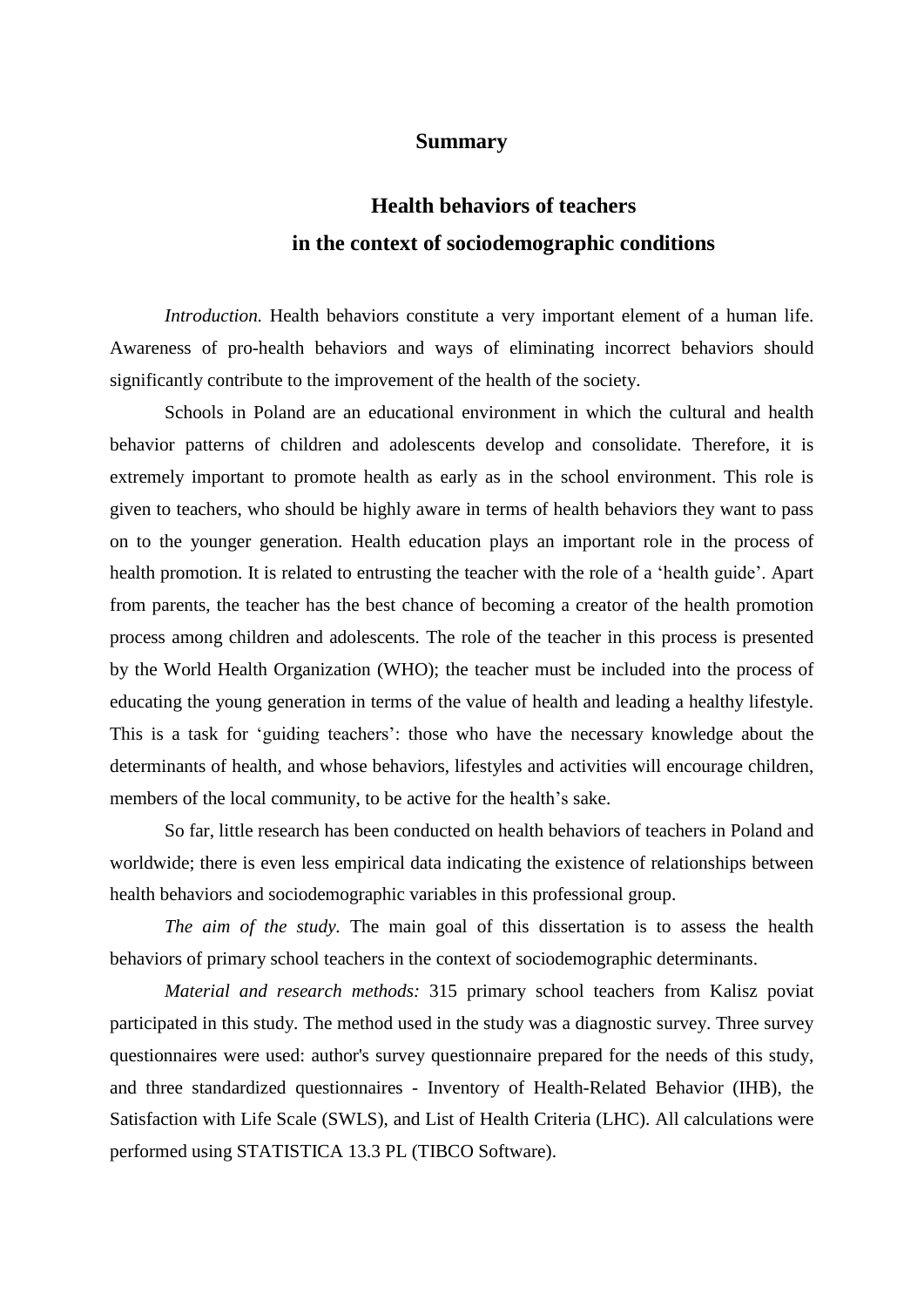# Summary

## Health behaviors of teachers
## in the context of sociodemographic conditions

*Introduction.* Health behaviors constitute a very important element of a human life. Awareness of pro-health behaviors and ways of eliminating incorrect behaviors should significantly contribute to the improvement of the health of the society.

Schools in Poland are an educational environment in which the cultural and health behavior patterns of children and adolescents develop and consolidate. Therefore, it is extremely important to promote health as early as in the school environment. This role is given to teachers, who should be highly aware in terms of health behaviors they want to pass on to the younger generation. Health education plays an important role in the process of health promotion. It is related to entrusting the teacher with the role of a 'health guide'. Apart from parents, the teacher has the best chance of becoming a creator of the health promotion process among children and adolescents. The role of the teacher in this process is presented by the World Health Organization (WHO); the teacher must be included into the process of educating the young generation in terms of the value of health and leading a healthy lifestyle. This is a task for 'guiding teachers': those who have the necessary knowledge about the determinants of health, and whose behaviors, lifestyles and activities will encourage children, members of the local community, to be active for the health's sake.

So far, little research has been conducted on health behaviors of teachers in Poland and worldwide; there is even less empirical data indicating the existence of relationships between health behaviors and sociodemographic variables in this professional group.

*The aim of the study.* The main goal of this dissertation is to assess the health behaviors of primary school teachers in the context of sociodemographic determinants.

*Material and research methods:* 315 primary school teachers from Kalisz poviat participated in this study. The method used in the study was a diagnostic survey. Three survey questionnaires were used: author's survey questionnaire prepared for the needs of this study, and three standardized questionnaires - Inventory of Health-Related Behavior (IHB), the Satisfaction with Life Scale (SWLS), and List of Health Criteria (LHC). All calculations were performed using STATISTICA 13.3 PL (TIBCO Software).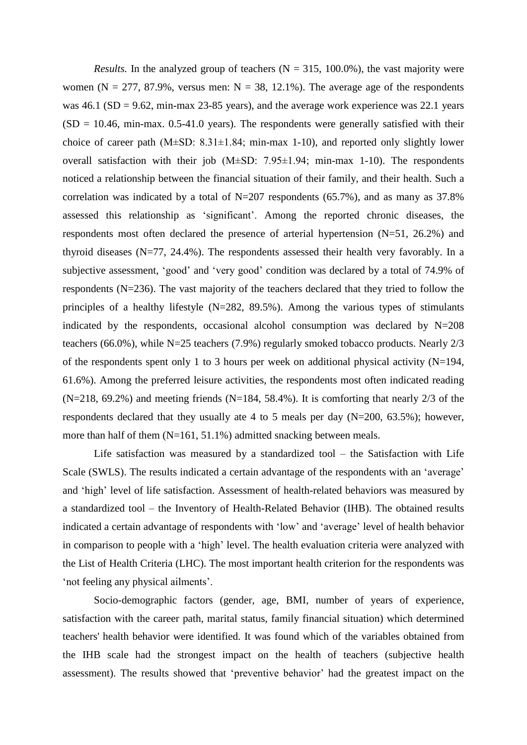*Results.* In the analyzed group of teachers (N = 315, 100.0%), the vast majority were women (N = 277, 87.9%, versus men: N = 38, 12.1%). The average age of the respondents was 46.1 (SD = 9.62, min-max 23-85 years), and the average work experience was 22.1 years (SD = 10.46, min-max. 0.5-41.0 years). The respondents were generally satisfied with their choice of career path (M±SD: 8.31±1.84; min-max 1-10), and reported only slightly lower overall satisfaction with their job (M±SD: 7.95±1.94; min-max 1-10). The respondents noticed a relationship between the financial situation of their family, and their health. Such a correlation was indicated by a total of N=207 respondents (65.7%), and as many as 37.8% assessed this relationship as 'significant'. Among the reported chronic diseases, the respondents most often declared the presence of arterial hypertension (N=51, 26.2%) and thyroid diseases (N=77, 24.4%). The respondents assessed their health very favorably. In a subjective assessment, 'good' and 'very good' condition was declared by a total of 74.9% of respondents (N=236). The vast majority of the teachers declared that they tried to follow the principles of a healthy lifestyle (N=282, 89.5%). Among the various types of stimulants indicated by the respondents, occasional alcohol consumption was declared by N=208 teachers (66.0%), while N=25 teachers (7.9%) regularly smoked tobacco products. Nearly 2/3 of the respondents spent only 1 to 3 hours per week on additional physical activity (N=194, 61.6%). Among the preferred leisure activities, the respondents most often indicated reading (N=218, 69.2%) and meeting friends (N=184, 58.4%). It is comforting that nearly 2/3 of the respondents declared that they usually ate 4 to 5 meals per day (N=200, 63.5%); however, more than half of them (N=161, 51.1%) admitted snacking between meals.

Life satisfaction was measured by a standardized tool – the Satisfaction with Life Scale (SWLS). The results indicated a certain advantage of the respondents with an 'average' and 'high' level of life satisfaction. Assessment of health-related behaviors was measured by a standardized tool – the Inventory of Health-Related Behavior (IHB). The obtained results indicated a certain advantage of respondents with 'low' and 'average' level of health behavior in comparison to people with a 'high' level. The health evaluation criteria were analyzed with the List of Health Criteria (LHC). The most important health criterion for the respondents was 'not feeling any physical ailments'.

Socio-demographic factors (gender, age, BMI, number of years of experience, satisfaction with the career path, marital status, family financial situation) which determined teachers' health behavior were identified. It was found which of the variables obtained from the IHB scale had the strongest impact on the health of teachers (subjective health assessment). The results showed that 'preventive behavior' had the greatest impact on the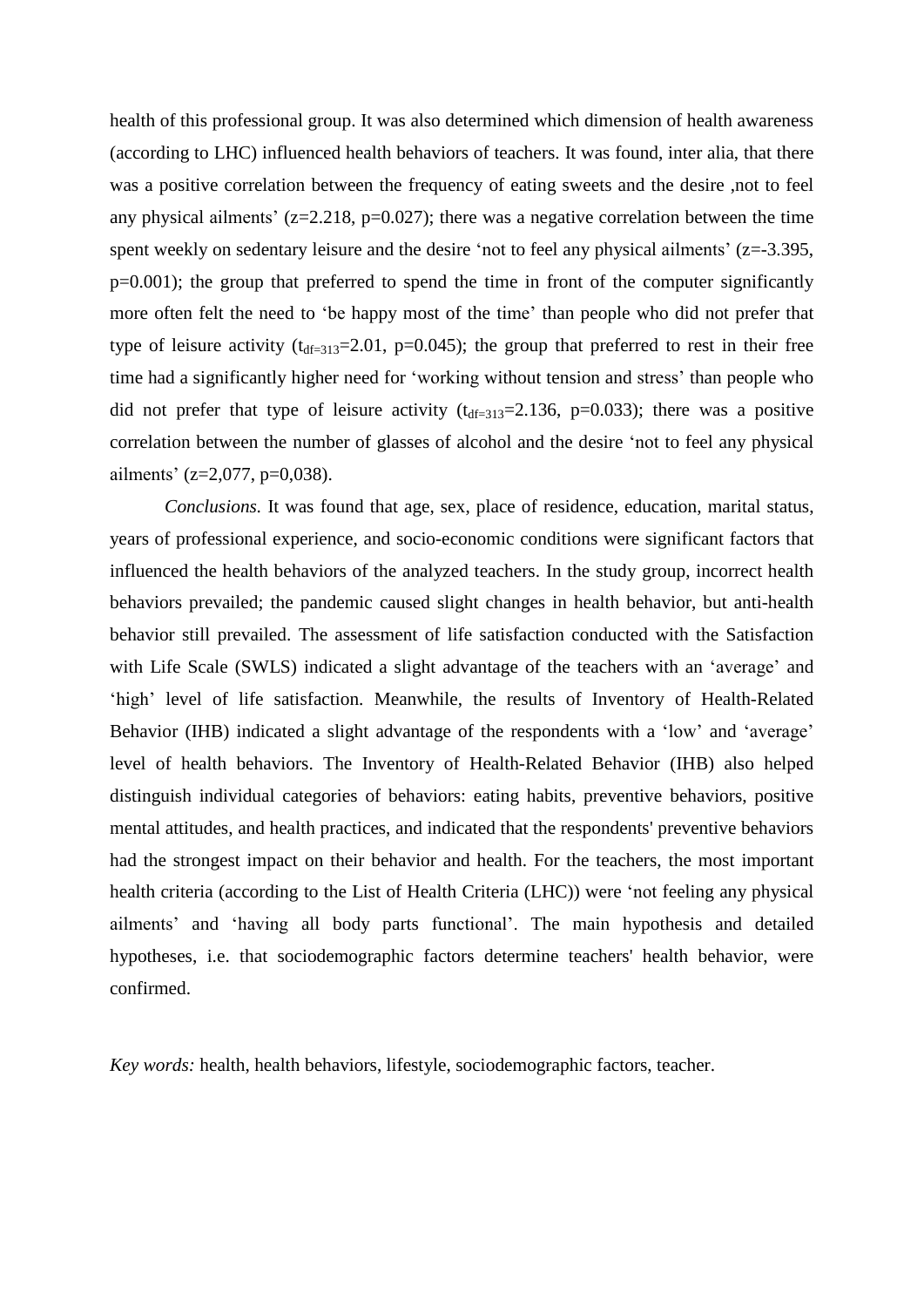health of this professional group. It was also determined which dimension of health awareness (according to LHC) influenced health behaviors of teachers. It was found, inter alia, that there was a positive correlation between the frequency of eating sweets and the desire ‚not to feel any physical ailments' ($z=2.218$, $p=0.027$); there was a negative correlation between the time spent weekly on sedentary leisure and the desire 'not to feel any physical ailments' ($z=-3.395$, $p=0.001$); the group that preferred to spend the time in front of the computer significantly more often felt the need to 'be happy most of the time' than people who did not prefer that type of leisure activity ($t_{df=313}=2.01$, $p=0.045$); the group that preferred to rest in their free time had a significantly higher need for 'working without tension and stress' than people who did not prefer that type of leisure activity ($t_{df=313}=2.136$, $p=0.033$); there was a positive correlation between the number of glasses of alcohol and the desire 'not to feel any physical ailments' ($z=2{,}077$, $p=0{,}038$).

*Conclusions.* It was found that age, sex, place of residence, education, marital status, years of professional experience, and socio-economic conditions were significant factors that influenced the health behaviors of the analyzed teachers. In the study group, incorrect health behaviors prevailed; the pandemic caused slight changes in health behavior, but anti-health behavior still prevailed. The assessment of life satisfaction conducted with the Satisfaction with Life Scale (SWLS) indicated a slight advantage of the teachers with an 'average' and 'high' level of life satisfaction. Meanwhile, the results of Inventory of Health-Related Behavior (IHB) indicated a slight advantage of the respondents with a 'low' and 'average' level of health behaviors. The Inventory of Health-Related Behavior (IHB) also helped distinguish individual categories of behaviors: eating habits, preventive behaviors, positive mental attitudes, and health practices, and indicated that the respondents' preventive behaviors had the strongest impact on their behavior and health. For the teachers, the most important health criteria (according to the List of Health Criteria (LHC)) were 'not feeling any physical ailments' and 'having all body parts functional'. The main hypothesis and detailed hypotheses, i.e. that sociodemographic factors determine teachers' health behavior, were confirmed.

*Key words:* health, health behaviors, lifestyle, sociodemographic factors, teacher.